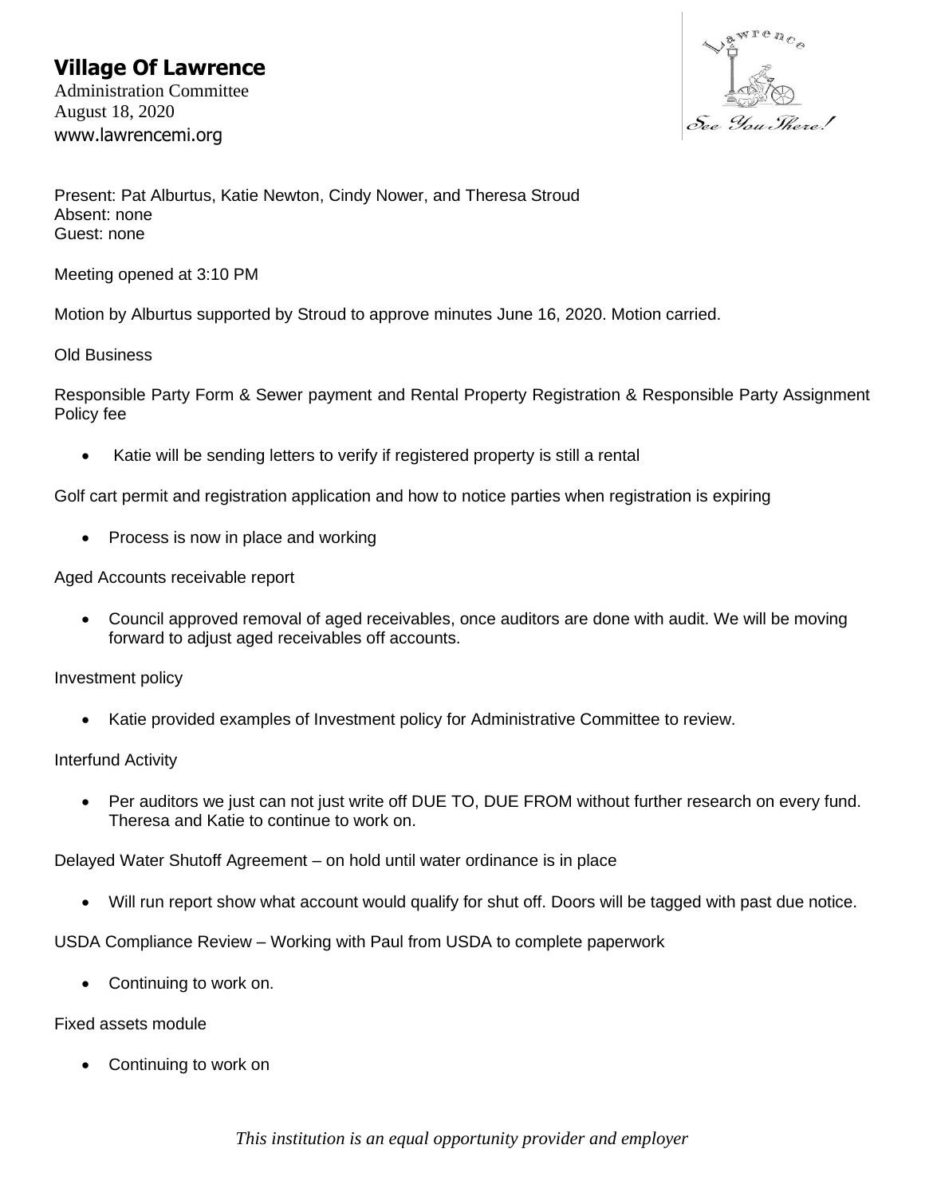# Village Of Lawrence

Administration Committee
August 18, 2020
www.lawrencemi.org

Present: Pat Alburtus, Katie Newton, Cindy Nower, and Theresa Stroud
Absent: none
Guest: none

Meeting opened at 3:10 PM

Motion by Alburtus supported by Stroud to approve minutes June 16, 2020. Motion carried.

Old Business

Responsible Party Form & Sewer payment and Rental Property Registration & Responsible Party Assignment Policy fee

- Katie will be sending letters to verify if registered property is still a rental

Golf cart permit and registration application and how to notice parties when registration is expiring

- Process is now in place and working

Aged Accounts receivable report

- Council approved removal of aged receivables, once auditors are done with audit. We will be moving forward to adjust aged receivables off accounts.

Investment policy

- Katie provided examples of Investment policy for Administrative Committee to review.

Interfund Activity

- Per auditors we just can not just write off DUE TO, DUE FROM without further research on every fund. Theresa and Katie to continue to work on.

Delayed Water Shutoff Agreement – on hold until water ordinance is in place

- Will run report show what account would qualify for shut off. Doors will be tagged with past due notice.

USDA Compliance Review – Working with Paul from USDA to complete paperwork

- Continuing to work on.

Fixed assets module

- Continuing to work on

*This institution is an equal opportunity provider and employer*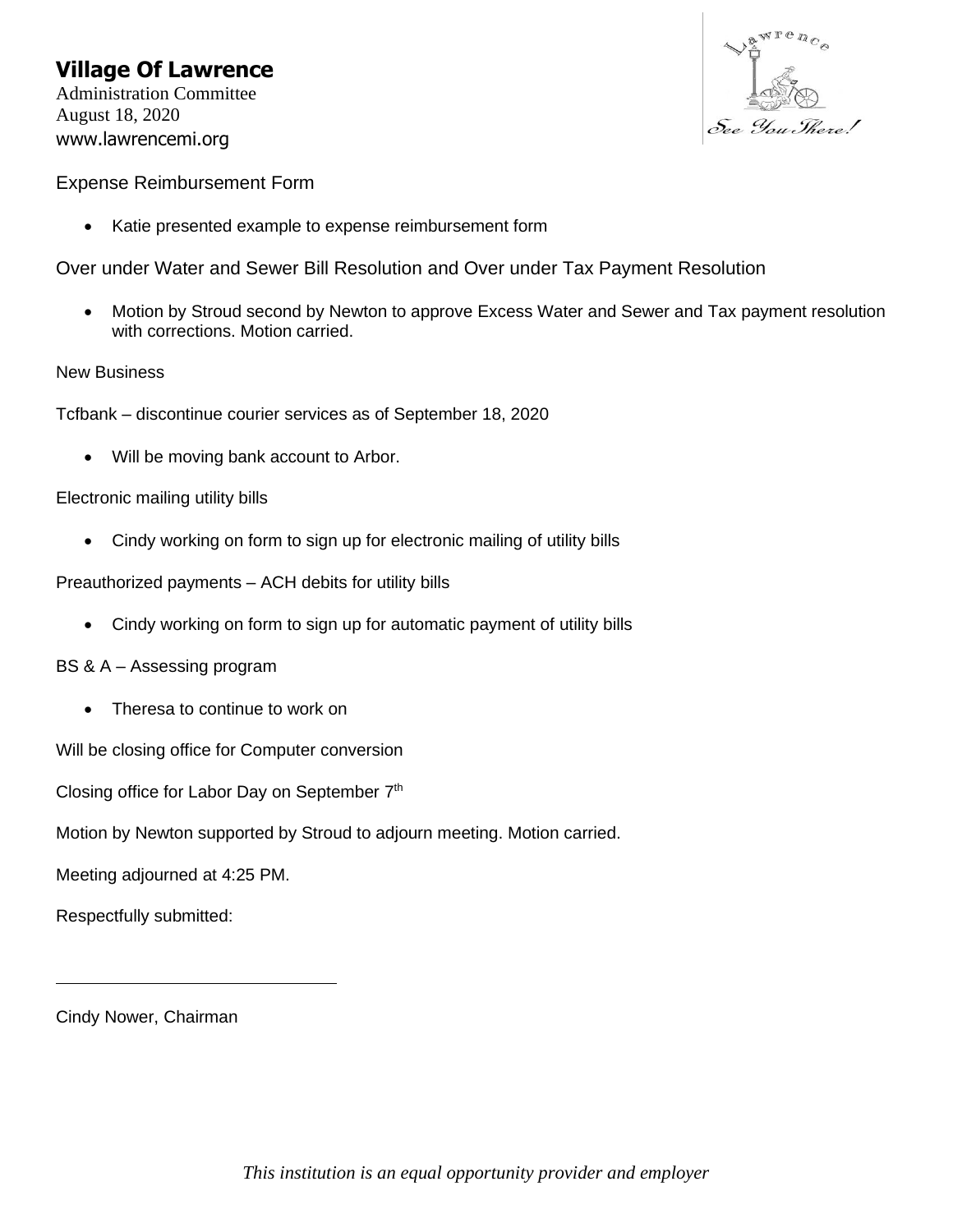**Village Of Lawrence**

Administration Committee
August 18, 2020
www.lawrencemi.org

Expense Reimbursement Form

- Katie presented example to expense reimbursement form

Over under Water and Sewer Bill Resolution and Over under Tax Payment Resolution

- Motion by Stroud second by Newton to approve Excess Water and Sewer and Tax payment resolution with corrections. Motion carried.

New Business

Tcfbank – discontinue courier services as of September 18, 2020

- Will be moving bank account to Arbor.

Electronic mailing utility bills

- Cindy working on form to sign up for electronic mailing of utility bills

Preauthorized payments – ACH debits for utility bills

- Cindy working on form to sign up for automatic payment of utility bills

BS & A – Assessing program

- Theresa to continue to work on

Will be closing office for Computer conversion

Closing office for Labor Day on September 7th

Motion by Newton supported by Stroud to adjourn meeting. Motion carried.

Meeting adjourned at 4:25 PM.

Respectfully submitted:

______________________________

Cindy Nower, Chairman

*This institution is an equal opportunity provider and employer*